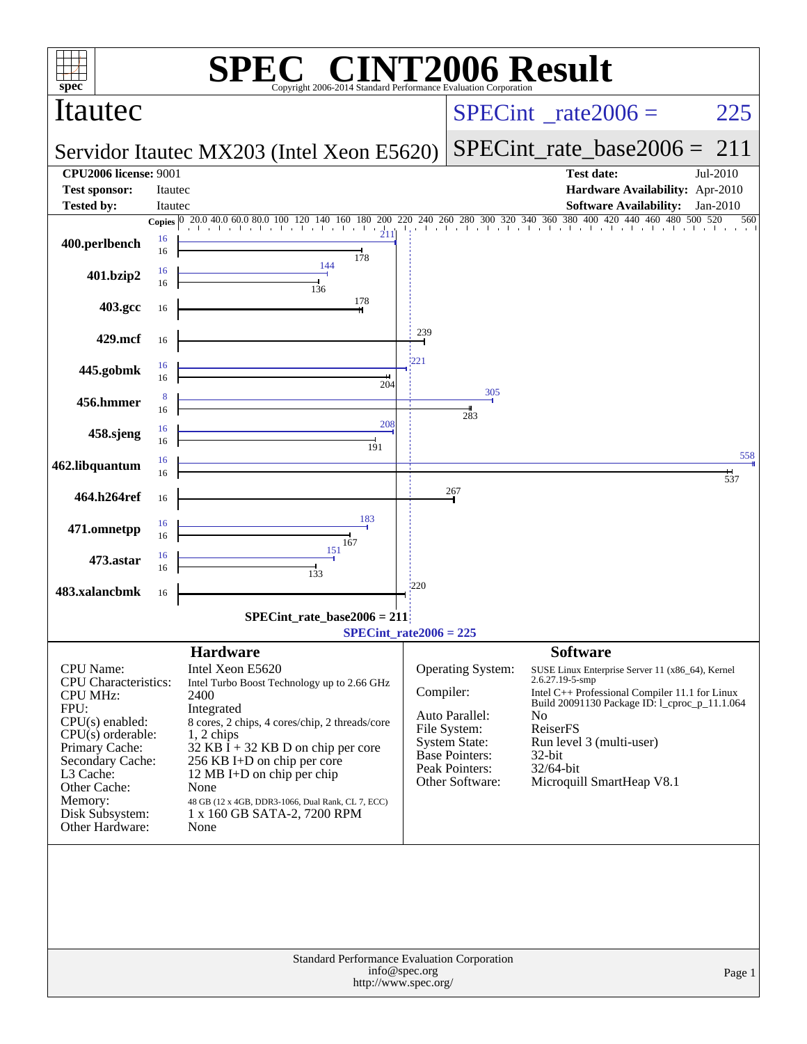# SPEC CINT2006 Result

Copyright 2006-2014 Standard Performance Evaluation Corporation

**Itautec**

**Servidor Itautec MX203 (Intel Xeon E5620)**

SPECint_rate2006 = 225

SPECint_rate_base2006 = 211

| | | | |
|---|---|---|---|
| **CPU2006 license:** | 9001 | **Test date:** | Jul-2010 |
| **Test sponsor:** | Itautec | **Hardware Availability:** | Apr-2010 |
| **Tested by:** | Itautec | **Software Availability:** | Jan-2010 |

| Benchmark | Copies (peak) | Copies (base) | Peak | Base |
|---|---|---|---|---|
| 400.perlbench | 16 | 16 | 211 | 178 |
| 401.bzip2 | 16 | 16 | 144 | 136 |
| 403.gcc | | 16 | | 178 |
| 429.mcf | | 16 | | 239 |
| 445.gobmk | 16 | 16 | 221 | 204 |
| 456.hmmer | 8 | 16 | 305 | 283 |
| 458.sjeng | 16 | 16 | 208 | 191 |
| 462.libquantum | 16 | 16 | 558 | 537 |
| 464.h264ref | | 16 | | 267 |
| 471.omnetpp | 16 | 16 | 183 | 167 |
| 473.astar | 16 | 16 | 151 | 133 |
| 483.xalancbmk | | 16 | | 220 |

SPECint_rate_base2006 = 211

SPECint_rate2006 = 225

## Hardware

| | |
|---|---|
| CPU Name: | Intel Xeon E5620 |
| CPU Characteristics: | Intel Turbo Boost Technology up to 2.66 GHz |
| CPU MHz: | 2400 |
| FPU: | Integrated |
| CPU(s) enabled: | 8 cores, 2 chips, 4 cores/chip, 2 threads/core |
| CPU(s) orderable: | 1, 2 chips |
| Primary Cache: | 32 KB I + 32 KB D on chip per core |
| Secondary Cache: | 256 KB I+D on chip per core |
| L3 Cache: | 12 MB I+D on chip per chip |
| Other Cache: | None |
| Memory: | 48 GB (12 x 4GB, DDR3-1066, Dual Rank, CL 7, ECC) |
| Disk Subsystem: | 1 x 160 GB SATA-2, 7200 RPM |
| Other Hardware: | None |

## Software

| | |
|---|---|
| Operating System: | SUSE Linux Enterprise Server 11 (x86_64), Kernel 2.6.27.19-5-smp |
| Compiler: | Intel C++ Professional Compiler 11.1 for Linux Build 20091130 Package ID: l_cproc_p_11.1.064 |
| Auto Parallel: | No |
| File System: | ReiserFS |
| System State: | Run level 3 (multi-user) |
| Base Pointers: | 32-bit |
| Peak Pointers: | 32/64-bit |
| Other Software: | Microquill SmartHeap V8.1 |

Standard Performance Evaluation Corporation
info@spec.org
http://www.spec.org/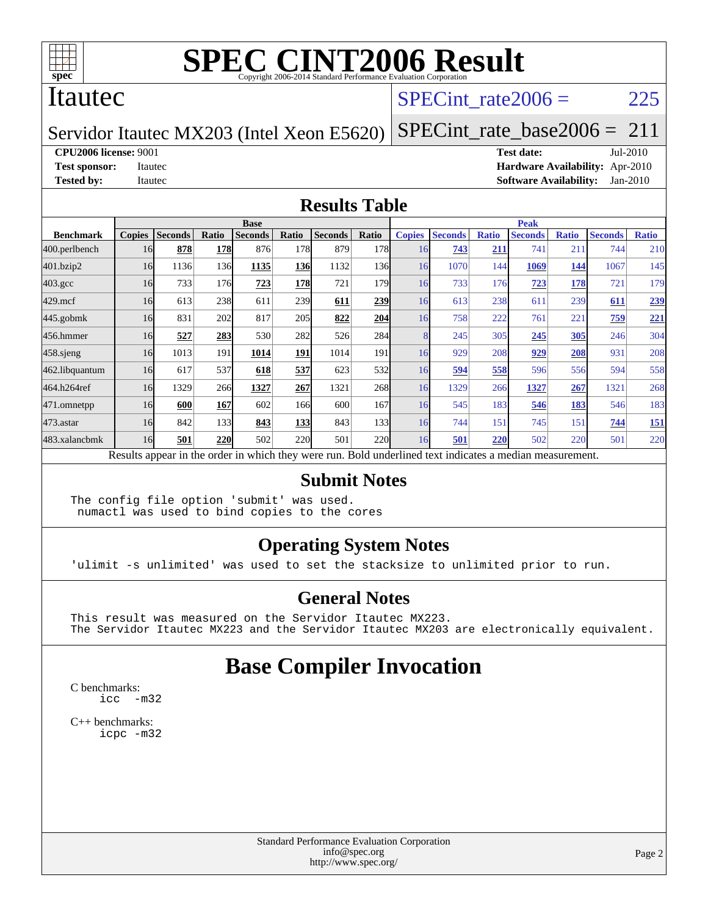# SPEC CINT2006 Result

Copyright 2006-2014 Standard Performance Evaluation Corporation

## Itautec

Servidor Itautec MX203 (Intel Xeon E5620)

SPECint_rate2006 = 225

SPECint_rate_base2006 = 211

**CPU2006 license:** 9001
**Test sponsor:** Itautec
**Tested by:** Itautec

**Test date:** Jul-2010
**Hardware Availability:** Apr-2010
**Software Availability:** Jan-2010

## Results Table

| Benchmark | Base | | | | | | | Peak | | | | | | |
|---|---|---|---|---|---|---|---|---|---|---|---|---|---|---|
| | Copies | Seconds | Ratio | Seconds | Ratio | Seconds | Ratio | Copies | Seconds | Ratio | Seconds | Ratio | Seconds | Ratio |
| 400.perlbench | 16 | **878** | **178** | 876 | 178 | 879 | 178 | 16 | **743** | **211** | 741 | 211 | 744 | 210 |
| 401.bzip2 | 16 | 1136 | 136 | **1135** | **136** | 1132 | 136 | 16 | 1070 | 144 | **1069** | **144** | 1067 | 145 |
| 403.gcc | 16 | 733 | 176 | **723** | **178** | 721 | 179 | 16 | 733 | 176 | **723** | **178** | 721 | 179 |
| 429.mcf | 16 | 613 | 238 | 611 | 239 | **611** | **239** | 16 | 613 | 238 | 611 | 239 | **611** | **239** |
| 445.gobmk | 16 | 831 | 202 | 817 | 205 | **822** | **204** | 16 | 758 | 222 | 761 | 221 | **759** | **221** |
| 456.hmmer | 16 | **527** | **283** | 530 | 282 | 526 | 284 | 8 | 245 | 305 | **245** | **305** | 246 | 304 |
| 458.sjeng | 16 | 1013 | 191 | **1014** | **191** | 1014 | 191 | 16 | 929 | 208 | **929** | **208** | 931 | 208 |
| 462.libquantum | 16 | 617 | 537 | **618** | **537** | 623 | 532 | 16 | **594** | **558** | 596 | 556 | 594 | 558 |
| 464.h264ref | 16 | 1329 | 266 | **1327** | **267** | 1321 | 268 | 16 | 1329 | 266 | **1327** | **267** | 1321 | 268 |
| 471.omnetpp | 16 | **600** | **167** | 602 | 166 | 600 | 167 | 16 | 545 | 183 | **546** | **183** | 546 | 183 |
| 473.astar | 16 | 842 | 133 | **843** | **133** | 843 | 133 | 16 | 744 | 151 | 745 | 151 | **744** | **151** |
| 483.xalancbmk | 16 | **501** | **220** | 502 | 220 | 501 | 220 | 16 | **501** | **220** | 502 | 220 | 501 | 220 |

Results appear in the order in which they were run. Bold underlined text indicates a median measurement.

## Submit Notes

```
The config file option 'submit' was used.
 numactl was used to bind copies to the cores
```

## Operating System Notes

```
'ulimit -s unlimited' was used to set the stacksize to unlimited prior to run.
```

## General Notes

```
This result was measured on the Servidor Itautec MX223.
The Servidor Itautec MX223 and the Servidor Itautec MX203 are electronically equivalent.
```

# Base Compiler Invocation

C benchmarks:
```
icc  -m32
```

C++ benchmarks:
```
icpc -m32
```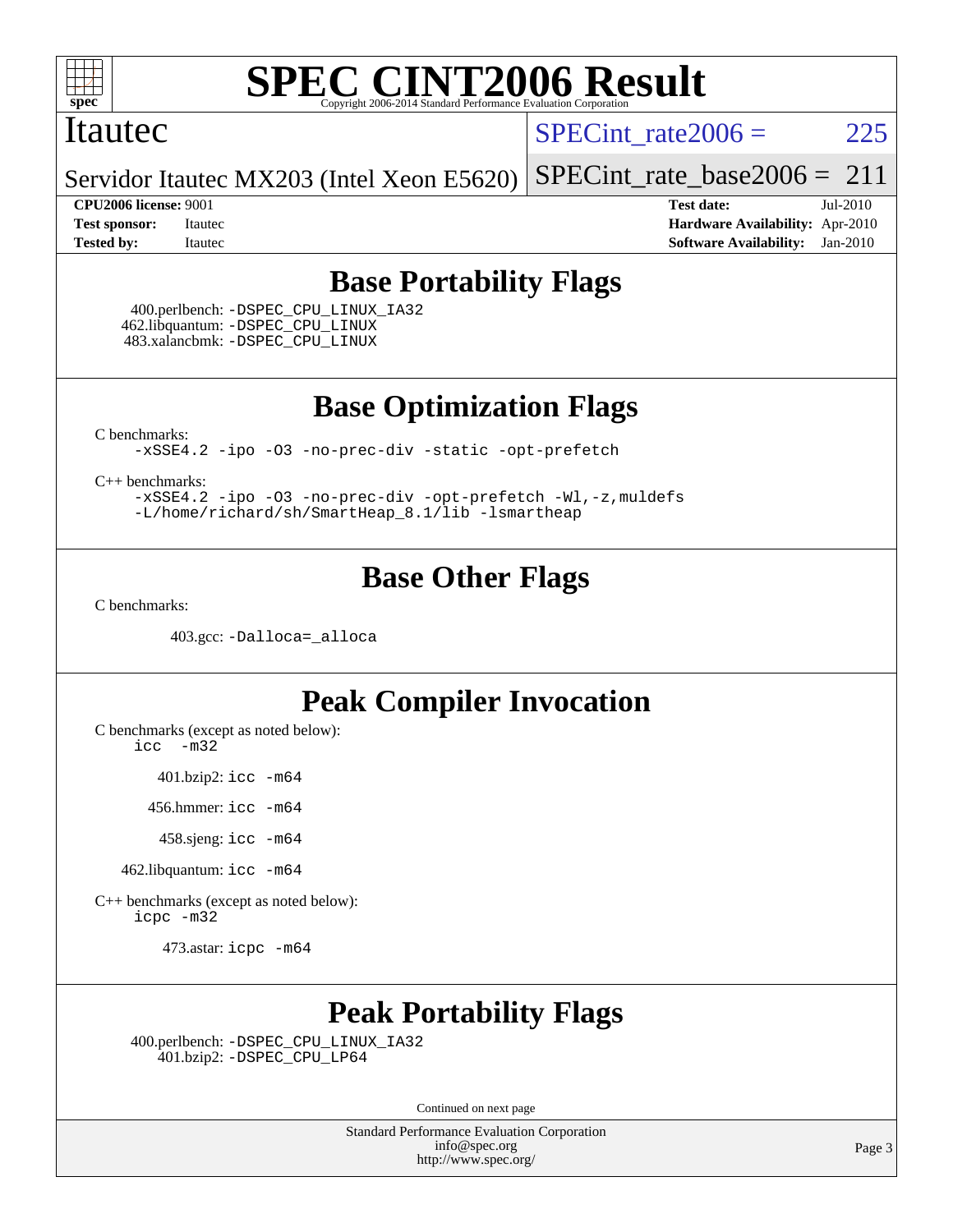# SPEC CINT2006 Result

Copyright 2006-2014 Standard Performance Evaluation Corporation

**Itautec**

Servidor Itautec MX203 (Intel Xeon E5620)

SPECint_rate2006 = 225

SPECint_rate_base2006 = 211

**CPU2006 license:** 9001
**Test sponsor:** Itautec
**Tested by:** Itautec

**Test date:** Jul-2010
**Hardware Availability:** Apr-2010
**Software Availability:** Jan-2010

## Base Portability Flags

400.perlbench: `-DSPEC_CPU_LINUX_IA32`
462.libquantum: `-DSPEC_CPU_LINUX`
483.xalancbmk: `-DSPEC_CPU_LINUX`

## Base Optimization Flags

C benchmarks:
`-xSSE4.2 -ipo -O3 -no-prec-div -static -opt-prefetch`

C++ benchmarks:
`-xSSE4.2 -ipo -O3 -no-prec-div -opt-prefetch -Wl,-z,muldefs`
`-L/home/richard/sh/SmartHeap_8.1/lib -lsmartheap`

## Base Other Flags

C benchmarks:

403.gcc: `-Dalloca=_alloca`

## Peak Compiler Invocation

C benchmarks (except as noted below):
`icc -m32`

401.bzip2: `icc -m64`

456.hmmer: `icc -m64`

458.sjeng: `icc -m64`

462.libquantum: `icc -m64`

C++ benchmarks (except as noted below):
`icpc -m32`

473.astar: `icpc -m64`

## Peak Portability Flags

400.perlbench: `-DSPEC_CPU_LINUX_IA32`
401.bzip2: `-DSPEC_CPU_LP64`

Continued on next page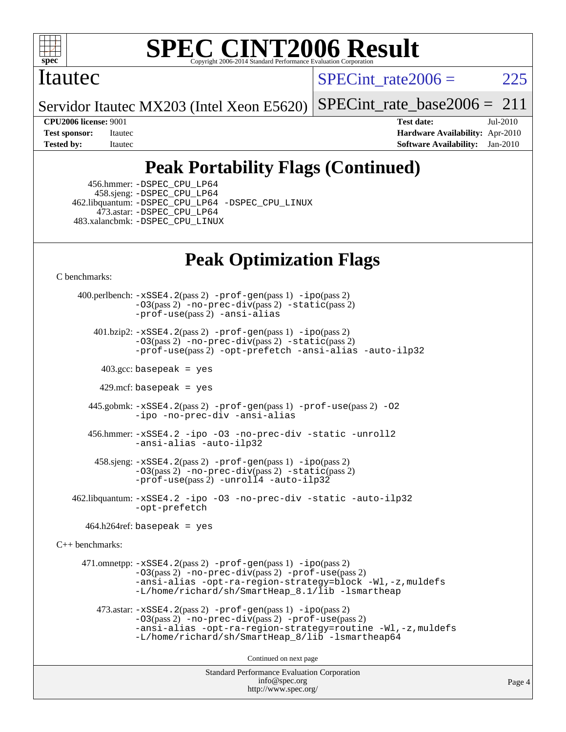# Peak Portability Flags (Continued)

456.hmmer: -DSPEC_CPU_LP64
458.sjeng: -DSPEC_CPU_LP64
462.libquantum: -DSPEC_CPU_LP64 -DSPEC_CPU_LINUX
473.astar: -DSPEC_CPU_LP64
483.xalancbmk: -DSPEC_CPU_LINUX

# Peak Optimization Flags

C benchmarks:

400.perlbench: -xSSE4.2(pass 2) -prof-gen(pass 1) -ipo(pass 2) -O3(pass 2) -no-prec-div(pass 2) -static(pass 2) -prof-use(pass 2) -ansi-alias

401.bzip2: -xSSE4.2(pass 2) -prof-gen(pass 1) -ipo(pass 2) -O3(pass 2) -no-prec-div(pass 2) -static(pass 2) -prof-use(pass 2) -opt-prefetch -ansi-alias -auto-ilp32

403.gcc: basepeak = yes

429.mcf: basepeak = yes

445.gobmk: -xSSE4.2(pass 2) -prof-gen(pass 1) -prof-use(pass 2) -O2 -ipo -no-prec-div -ansi-alias

456.hmmer: -xSSE4.2 -ipo -O3 -no-prec-div -static -unroll2 -ansi-alias -auto-ilp32

458.sjeng: -xSSE4.2(pass 2) -prof-gen(pass 1) -ipo(pass 2) -O3(pass 2) -no-prec-div(pass 2) -static(pass 2) -prof-use(pass 2) -unroll4 -auto-ilp32

462.libquantum: -xSSE4.2 -ipo -O3 -no-prec-div -static -auto-ilp32 -opt-prefetch

464.h264ref: basepeak = yes

C++ benchmarks:

471.omnetpp: -xSSE4.2(pass 2) -prof-gen(pass 1) -ipo(pass 2) -O3(pass 2) -no-prec-div(pass 2) -prof-use(pass 2) -ansi-alias -opt-ra-region-strategy=block -Wl,-z,muldefs -L/home/richard/sh/SmartHeap_8.1/lib -lsmartheap

473.astar: -xSSE4.2(pass 2) -prof-gen(pass 1) -ipo(pass 2) -O3(pass 2) -no-prec-div(pass 2) -prof-use(pass 2) -ansi-alias -opt-ra-region-strategy=routine -Wl,-z,muldefs -L/home/richard/sh/SmartHeap_8/lib -lsmartheap64

Continued on next page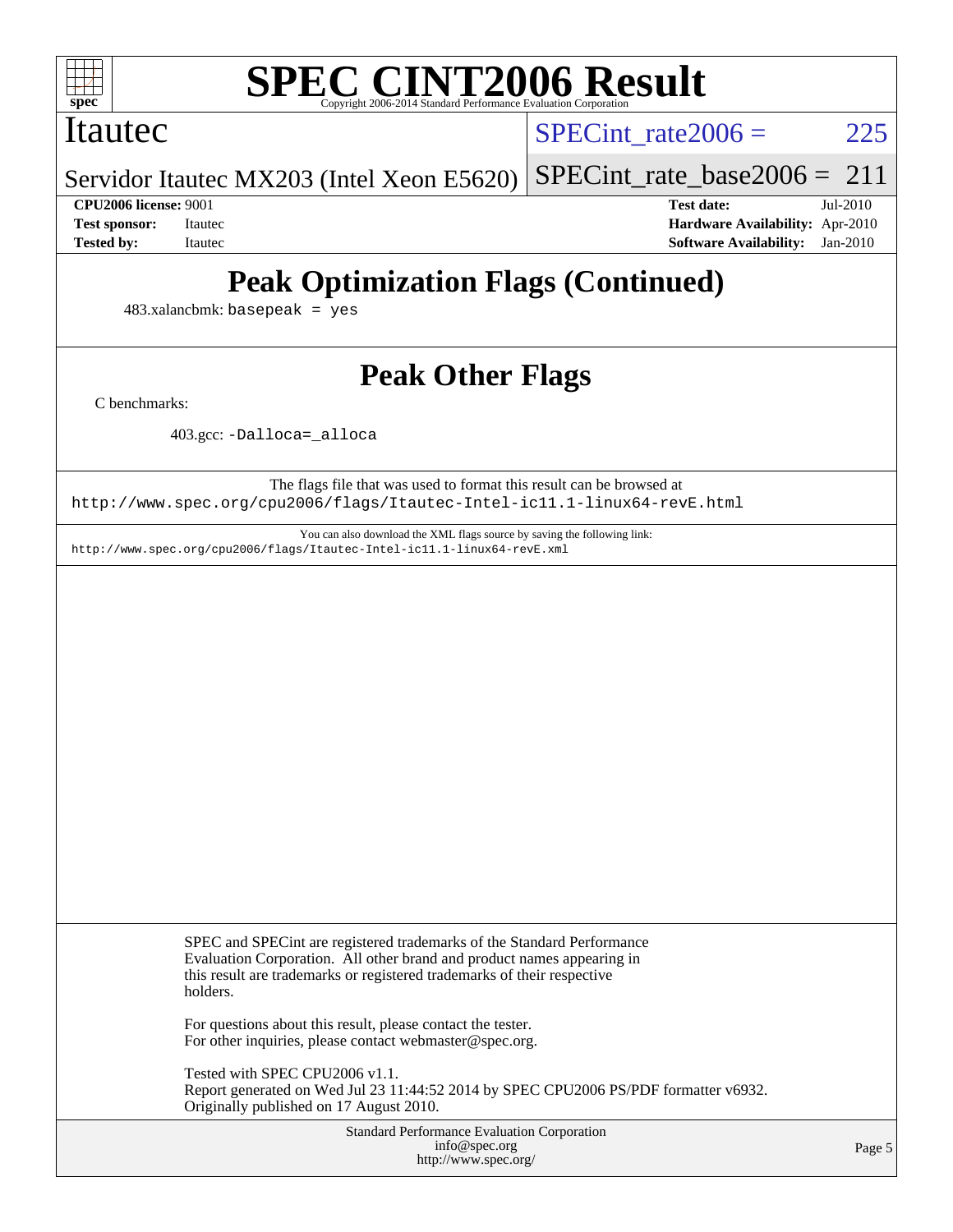## Peak Optimization Flags (Continued)

483.xalancbmk: basepeak = yes

## Peak Other Flags

C benchmarks:

403.gcc: -Dalloca=_alloca

The flags file that was used to format this result can be browsed at
http://www.spec.org/cpu2006/flags/Itautec-Intel-ic11.1-linux64-revE.html

You can also download the XML flags source by saving the following link:
http://www.spec.org/cpu2006/flags/Itautec-Intel-ic11.1-linux64-revE.xml

SPEC and SPECint are registered trademarks of the Standard Performance Evaluation Corporation. All other brand and product names appearing in this result are trademarks or registered trademarks of their respective holders.

For questions about this result, please contact the tester.
For other inquiries, please contact webmaster@spec.org.

Tested with SPEC CPU2006 v1.1.
Report generated on Wed Jul 23 11:44:52 2014 by SPEC CPU2006 PS/PDF formatter v6932.
Originally published on 17 August 2010.